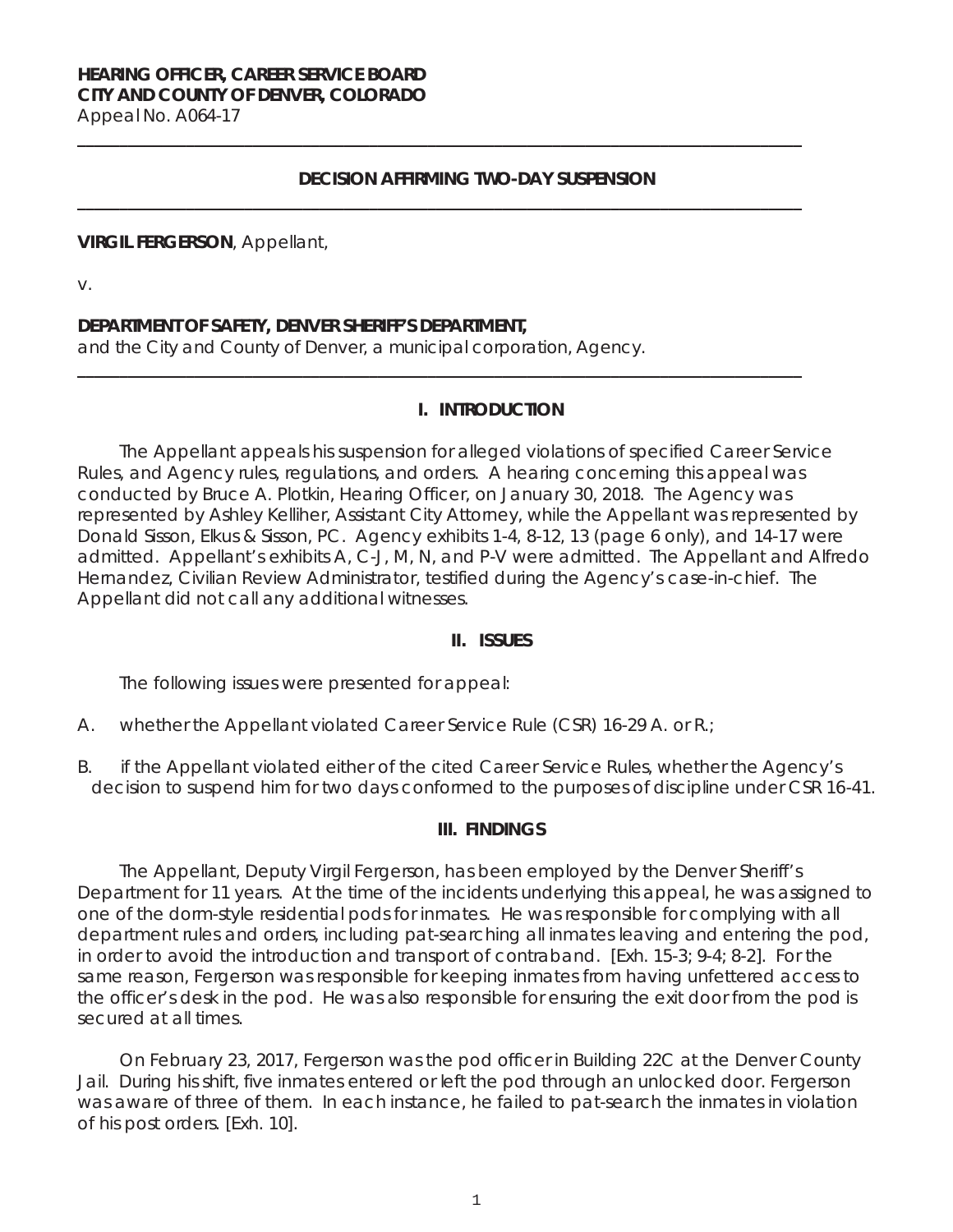**HEARING OFFICER, CAREER SERVICE BOARD**
**CITY AND COUNTY OF DENVER, COLORADO**
Appeal No. A064-17

---

**DECISION AFFIRMING TWO-DAY SUSPENSION**

---

**VIRGIL FERGERSON**, Appellant,

v.

**DEPARTMENT OF SAFETY, DENVER SHERIFF'S DEPARTMENT,**
and the City and County of Denver, a municipal corporation, Agency.

---

## I. INTRODUCTION

The Appellant appeals his suspension for alleged violations of specified Career Service Rules, and Agency rules, regulations, and orders. A hearing concerning this appeal was conducted by Bruce A. Plotkin, Hearing Officer, on January 30, 2018. The Agency was represented by Ashley Kelliher, Assistant City Attorney, while the Appellant was represented by Donald Sisson, Elkus & Sisson, PC. Agency exhibits 1-4, 8-12, 13 (page 6 only), and 14-17 were admitted. Appellant's exhibits A, C-J, M, N, and P-V were admitted. The Appellant and Alfredo Hernandez, Civilian Review Administrator, testified during the Agency's case-in-chief. The Appellant did not call any additional witnesses.

## II. ISSUES

The following issues were presented for appeal:

A. whether the Appellant violated Career Service Rule (CSR) 16-29 A. or R.;

B. if the Appellant violated either of the cited Career Service Rules, whether the Agency's decision to suspend him for two days conformed to the purposes of discipline under CSR 16-41.

## III. FINDINGS

The Appellant, Deputy Virgil Fergerson, has been employed by the Denver Sheriff's Department for 11 years. At the time of the incidents underlying this appeal, he was assigned to one of the dorm-style residential pods for inmates. He was responsible for complying with all department rules and orders, including pat-searching all inmates leaving and entering the pod, in order to avoid the introduction and transport of contraband. [Exh. 15-3; 9-4; 8-2]. For the same reason, Fergerson was responsible for keeping inmates from having unfettered access to the officer's desk in the pod. He was also responsible for ensuring the exit door from the pod is secured at all times.

On February 23, 2017, Fergerson was the pod officer in Building 22C at the Denver County Jail. During his shift, five inmates entered or left the pod through an unlocked door. Fergerson was aware of three of them. In each instance, he failed to pat-search the inmates in violation of his post orders. [Exh. 10].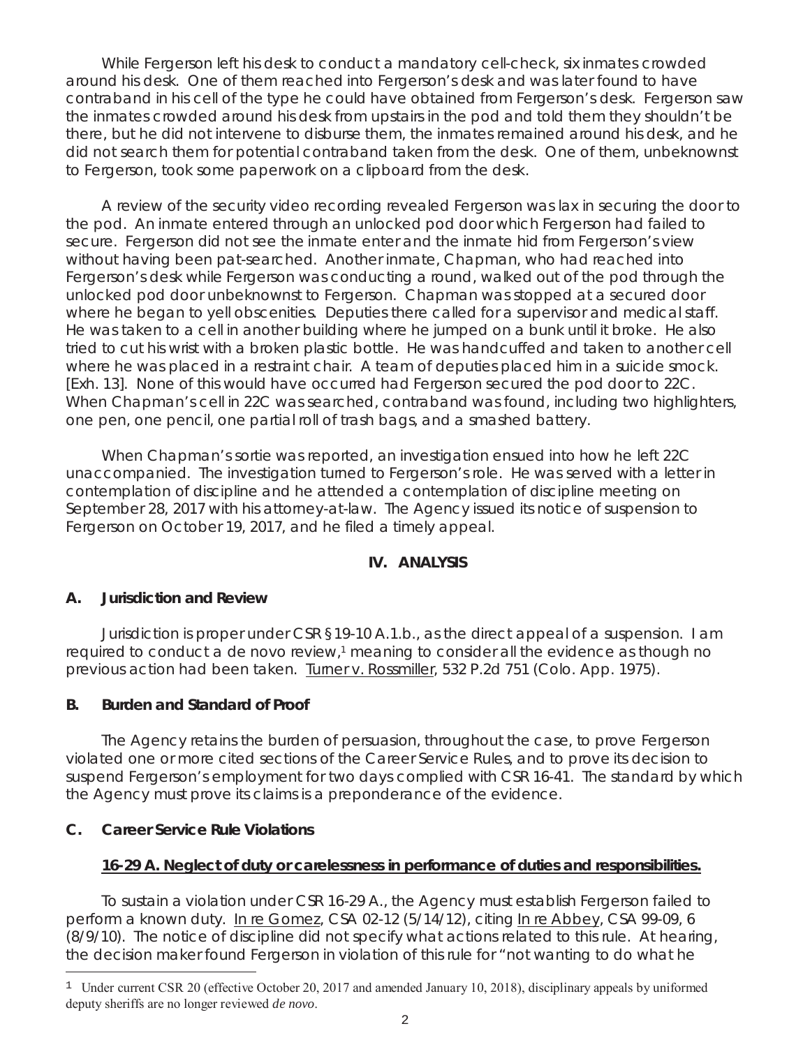While Fergerson left his desk to conduct a mandatory cell-check, six inmates crowded around his desk. One of them reached into Fergerson's desk and was later found to have contraband in his cell of the type he could have obtained from Fergerson's desk. Fergerson saw the inmates crowded around his desk from upstairs in the pod and told them they shouldn't be there, but he did not intervene to disburse them, the inmates remained around his desk, and he did not search them for potential contraband taken from the desk. One of them, unbeknownst to Fergerson, took some paperwork on a clipboard from the desk.

A review of the security video recording revealed Fergerson was lax in securing the door to the pod. An inmate entered through an unlocked pod door which Fergerson had failed to secure. Fergerson did not see the inmate enter and the inmate hid from Fergerson's view without having been pat-searched. Another inmate, Chapman, who had reached into Fergerson's desk while Fergerson was conducting a round, walked out of the pod through the unlocked pod door unbeknownst to Fergerson. Chapman was stopped at a secured door where he began to yell obscenities. Deputies there called for a supervisor and medical staff. He was taken to a cell in another building where he jumped on a bunk until it broke. He also tried to cut his wrist with a broken plastic bottle. He was handcuffed and taken to another cell where he was placed in a restraint chair. A team of deputies placed him in a suicide smock. [Exh. 13]. None of this would have occurred had Fergerson secured the pod door to 22C. When Chapman's cell in 22C was searched, contraband was found, including two highlighters, one pen, one pencil, one partial roll of trash bags, and a smashed battery.

When Chapman's sortie was reported, an investigation ensued into how he left 22C unaccompanied. The investigation turned to Fergerson's role. He was served with a letter in contemplation of discipline and he attended a contemplation of discipline meeting on September 28, 2017 with his attorney-at-law. The Agency issued its notice of suspension to Fergerson on October 19, 2017, and he filed a timely appeal.

## IV. ANALYSIS

### A. Jurisdiction and Review

Jurisdiction is proper under CSR § 19-10 A.1.b., as the direct appeal of a suspension. I am required to conduct a de novo review,[1] meaning to consider all the evidence as though no previous action had been taken. Turner v. Rossmiller, 532 P.2d 751 (Colo. App. 1975).

### B. Burden and Standard of Proof

The Agency retains the burden of persuasion, throughout the case, to prove Fergerson violated one or more cited sections of the Career Service Rules, and to prove its decision to suspend Fergerson's employment for two days complied with CSR 16-41. The standard by which the Agency must prove its claims is a preponderance of the evidence.

### C. Career Service Rule Violations

**16-29 A. Neglect of duty or carelessness in performance of duties and responsibilities.**

To sustain a violation under CSR 16-29 A., the Agency must establish Fergerson failed to perform a known duty. In re Gomez, CSA 02-12 (5/14/12), citing In re Abbey, CSA 99-09, 6 (8/9/10). The notice of discipline did not specify what actions related to this rule. At hearing, the decision maker found Fergerson in violation of this rule for "not wanting to do what he

---

[1] Under current CSR 20 (effective October 20, 2017 and amended January 10, 2018), disciplinary appeals by uniformed deputy sheriffs are no longer reviewed *de novo*.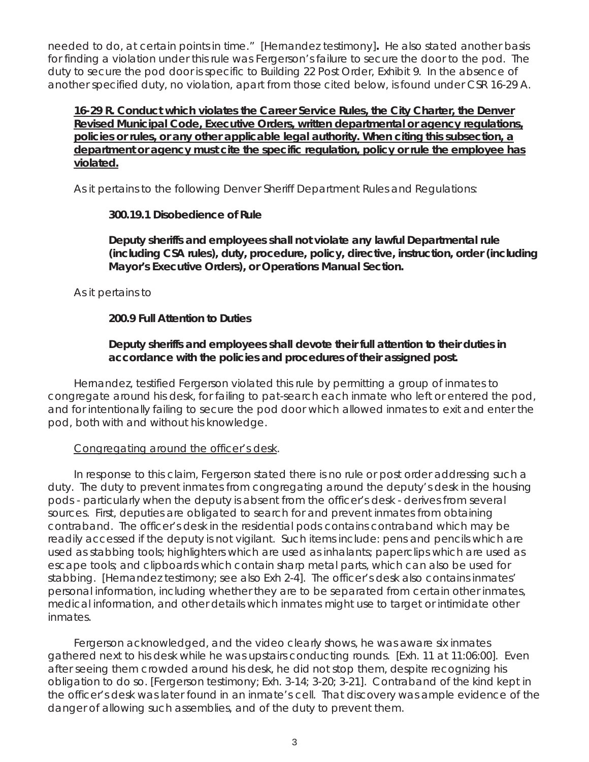needed to do, at certain points in time." [Hernandez testimony]**.** He also stated another basis for finding a violation under this rule was Fergerson's failure to secure the door to the pod. The duty to secure the pod door is specific to Building 22 Post Order, Exhibit 9. In the absence of another specified duty, no violation, apart from those cited below, is found under CSR 16-29 A.

**16-29 R. Conduct which violates the Career Service Rules, the City Charter, the Denver Revised Municipal Code, Executive Orders, written departmental or agency regulations, policies or rules, or any other applicable legal authority. When citing this subsection, a department or agency must cite the specific regulation, policy or rule the employee has violated.**

As it pertains to the following Denver Sheriff Department Rules and Regulations:

**300.19.1 Disobedience of Rule**

**Deputy sheriffs and employees shall not violate any lawful Departmental rule (including CSA rules), duty, procedure, policy, directive, instruction, order (including Mayor's Executive Orders), or Operations Manual Section.**

As it pertains to

**200.9 Full Attention to Duties**

**Deputy sheriffs and employees shall devote their full attention to their duties in accordance with the policies and procedures of their assigned post.**

Hernandez, testified Fergerson violated this rule by permitting a group of inmates to congregate around his desk, for failing to pat-search each inmate who left or entered the pod, and for intentionally failing to secure the pod door which allowed inmates to exit and enter the pod, both with and without his knowledge.

Congregating around the officer's desk.

In response to this claim, Fergerson stated there is no rule or post order addressing such a duty. The duty to prevent inmates from congregating around the deputy's desk in the housing pods - particularly when the deputy is absent from the officer's desk - derives from several sources. First, deputies are obligated to search for and prevent inmates from obtaining contraband. The officer's desk in the residential pods contains contraband which may be readily accessed if the deputy is not vigilant. Such items include: pens and pencils which are used as stabbing tools; highlighters which are used as inhalants; paperclips which are used as escape tools; and clipboards which contain sharp metal parts, which can also be used for stabbing. [Hernandez testimony; see also Exh 2-4]. The officer's desk also contains inmates' personal information, including whether they are to be separated from certain other inmates, medical information, and other details which inmates might use to target or intimidate other inmates.

Fergerson acknowledged, and the video clearly shows, he was aware six inmates gathered next to his desk while he was upstairs conducting rounds. [Exh. 11 at 11:06:00]. Even after seeing them crowded around his desk, he did not stop them, despite recognizing his obligation to do so. [Fergerson testimony; Exh. 3-14; 3-20; 3-21]. Contraband of the kind kept in the officer's desk was later found in an inmate's cell. That discovery was ample evidence of the danger of allowing such assemblies, and of the duty to prevent them.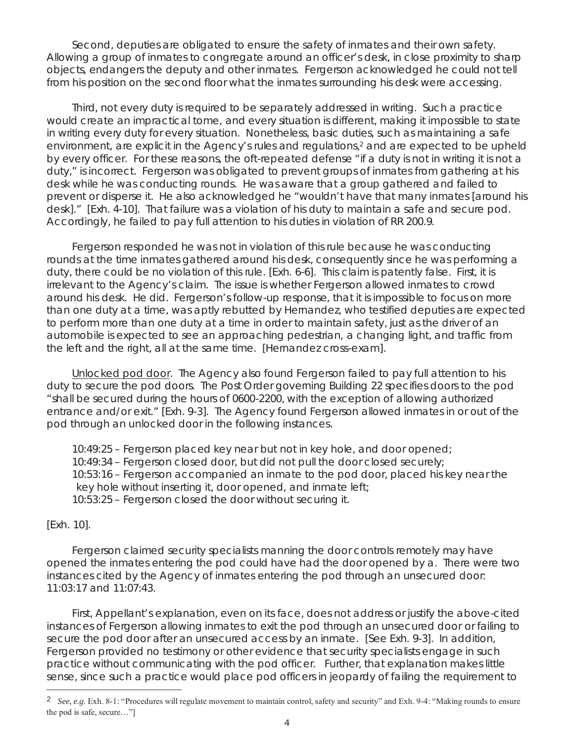Second, deputies are obligated to ensure the safety of inmates and their own safety. Allowing a group of inmates to congregate around an officer's desk, in close proximity to sharp objects, endangers the deputy and other inmates. Fergerson acknowledged he could not tell from his position on the second floor what the inmates surrounding his desk were accessing.

Third, not every duty is required to be separately addressed in writing. Such a practice would create an impractical tome, and every situation is different, making it impossible to state in writing every duty for every situation. Nonetheless, basic duties, such as maintaining a safe environment, are explicit in the Agency's rules and regulations,[2] and are expected to be upheld by every officer. For these reasons, the oft-repeated defense "if a duty is not in writing it is not a duty," is incorrect. Fergerson was obligated to prevent groups of inmates from gathering at his desk while he was conducting rounds. He was aware that a group gathered and failed to prevent or disperse it. He also acknowledged he "wouldn't have that many inmates [around his desk]." [Exh. 4-10]. That failure was a violation of his duty to maintain a safe and secure pod. Accordingly, he failed to pay full attention to his duties in violation of RR 200.9.

Fergerson responded he was not in violation of this rule because he was conducting rounds at the time inmates gathered around his desk, consequently since he was performing a duty, there could be no violation of this rule. [Exh. 6-6]. This claim is patently false. First, it is irrelevant to the Agency's claim. The issue is whether Fergerson allowed inmates to crowd around his desk. He did. Fergerson's follow-up response, that it is impossible to focus on more than one duty at a time, was aptly rebutted by Hernandez, who testified deputies are expected to perform more than one duty at a time in order to maintain safety, just as the driver of an automobile is expected to see an approaching pedestrian, a changing light, and traffic from the left and the right, all at the same time. [Hernandez cross-exam].

<u>Unlocked pod door</u>. The Agency also found Fergerson failed to pay full attention to his duty to secure the pod doors. The Post Order governing Building 22 specifies doors to the pod "shall be secured during the hours of 0600-2200, with the exception of allowing authorized entrance and/or exit." [Exh. 9-3]. The Agency found Fergerson allowed inmates in or out of the pod through an unlocked door in the following instances.

10:49:25 – Fergerson placed key near but not in key hole, and door opened;
10:49:34 – Fergerson closed door, but did not pull the door closed securely;
10:53:16 – Fergerson accompanied an inmate to the pod door, placed his key near the key hole without inserting it, door opened, and inmate left;
10:53:25 – Fergerson closed the door without securing it.

[Exh. 10].

Fergerson claimed security specialists manning the door controls remotely may have opened the inmates entering the pod could have had the door opened by a. There were two instances cited by the Agency of inmates entering the pod through an unsecured door: 11:03:17 and 11:07:43.

First, Appellant's explanation, even on its face, does not address or justify the above-cited instances of Fergerson allowing inmates to exit the pod through an unsecured door or failing to secure the pod door after an unsecured access by an inmate. [See Exh. 9-3]. In addition, Fergerson provided no testimony or other evidence that security specialists engage in such practice without communicating with the pod officer. Further, that explanation makes little sense, since such a practice would place pod officers in jeopardy of failing the requirement to

---

[2] *See, e.g.* Exh. 8-1: "Procedures will regulate movement to maintain control, safety and security" and Exh. 9-4: "Making rounds to ensure the pod is safe, secure…"]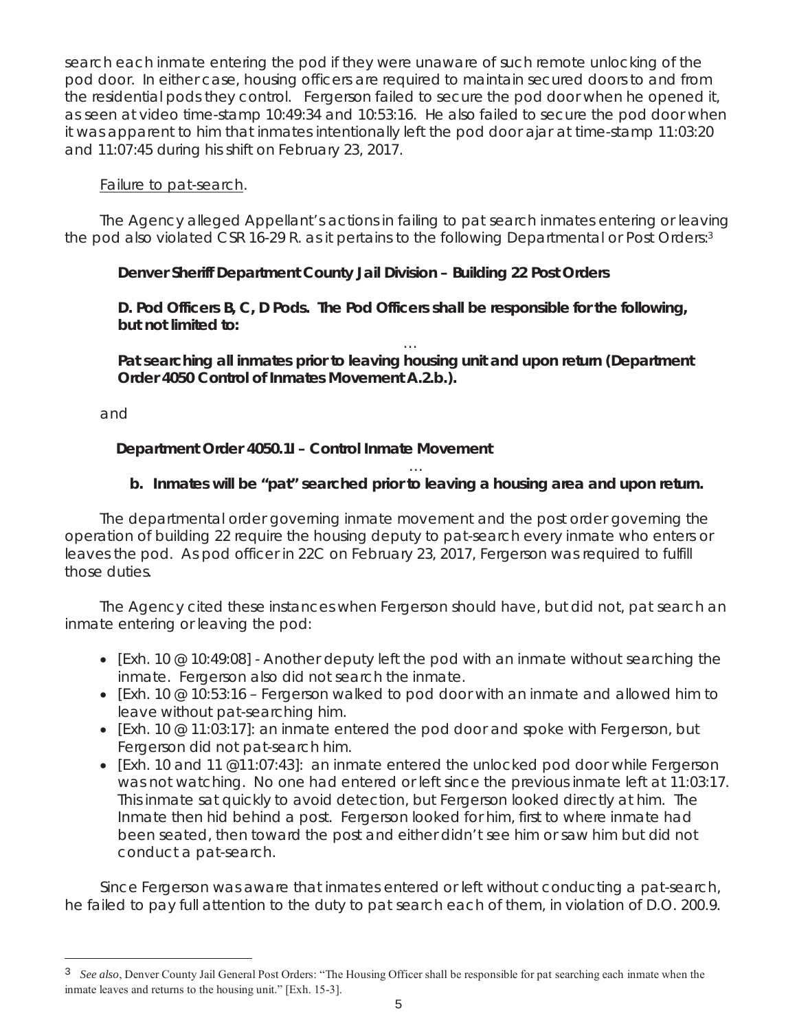search each inmate entering the pod if they were unaware of such remote unlocking of the pod door. In either case, housing officers are required to maintain secured doors to and from the residential pods they control. Fergerson failed to secure the pod door when he opened it, as seen at video time-stamp 10:49:34 and 10:53:16. He also failed to secure the pod door when it was apparent to him that inmates intentionally left the pod door ajar at time-stamp 11:03:20 and 11:07:45 during his shift on February 23, 2017.

Failure to pat-search.

The Agency alleged Appellant's actions in failing to pat search inmates entering or leaving the pod also violated CSR 16-29 R. as it pertains to the following Departmental or Post Orders:[3]

> **Denver Sheriff Department County Jail Division – Building 22 Post Orders**
>
> **D. Pod Officers B, C, D Pods. The Pod Officers shall be responsible for the following, but not limited to:**
>
> …
>
> **Pat searching all inmates prior to leaving housing unit and upon return (Department Order 4050 Control of Inmates Movement A.2.b.).**

and

> **Department Order 4050.1I – Control Inmate Movement**
>
> …
>
> **b. Inmates will be "pat" searched prior to leaving a housing area and upon return.**

The departmental order governing inmate movement and the post order governing the operation of building 22 require the housing deputy to pat-search every inmate who enters or leaves the pod. As pod officer in 22C on February 23, 2017, Fergerson was required to fulfill those duties.

The Agency cited these instances when Fergerson should have, but did not, pat search an inmate entering or leaving the pod:

- [Exh. 10 @ 10:49:08] - Another deputy left the pod with an inmate without searching the inmate. Fergerson also did not search the inmate.
- [Exh. 10 @ 10:53:16 – Fergerson walked to pod door with an inmate and allowed him to leave without pat-searching him.
- [Exh. 10 @ 11:03:17]: an inmate entered the pod door and spoke with Fergerson, but Fergerson did not pat-search him.
- [Exh. 10 and 11 @11:07:43]: an inmate entered the unlocked pod door while Fergerson was not watching. No one had entered or left since the previous inmate left at 11:03:17. This inmate sat quickly to avoid detection, but Fergerson looked directly at him. The Inmate then hid behind a post. Fergerson looked for him, first to where inmate had been seated, then toward the post and either didn't see him or saw him but did not conduct a pat-search.

Since Fergerson was aware that inmates entered or left without conducting a pat-search, he failed to pay full attention to the duty to pat search each of them, in violation of D.O. 200.9.

---

[3] *See also*, Denver County Jail General Post Orders: "The Housing Officer shall be responsible for pat searching each inmate when the inmate leaves and returns to the housing unit." [Exh. 15-3].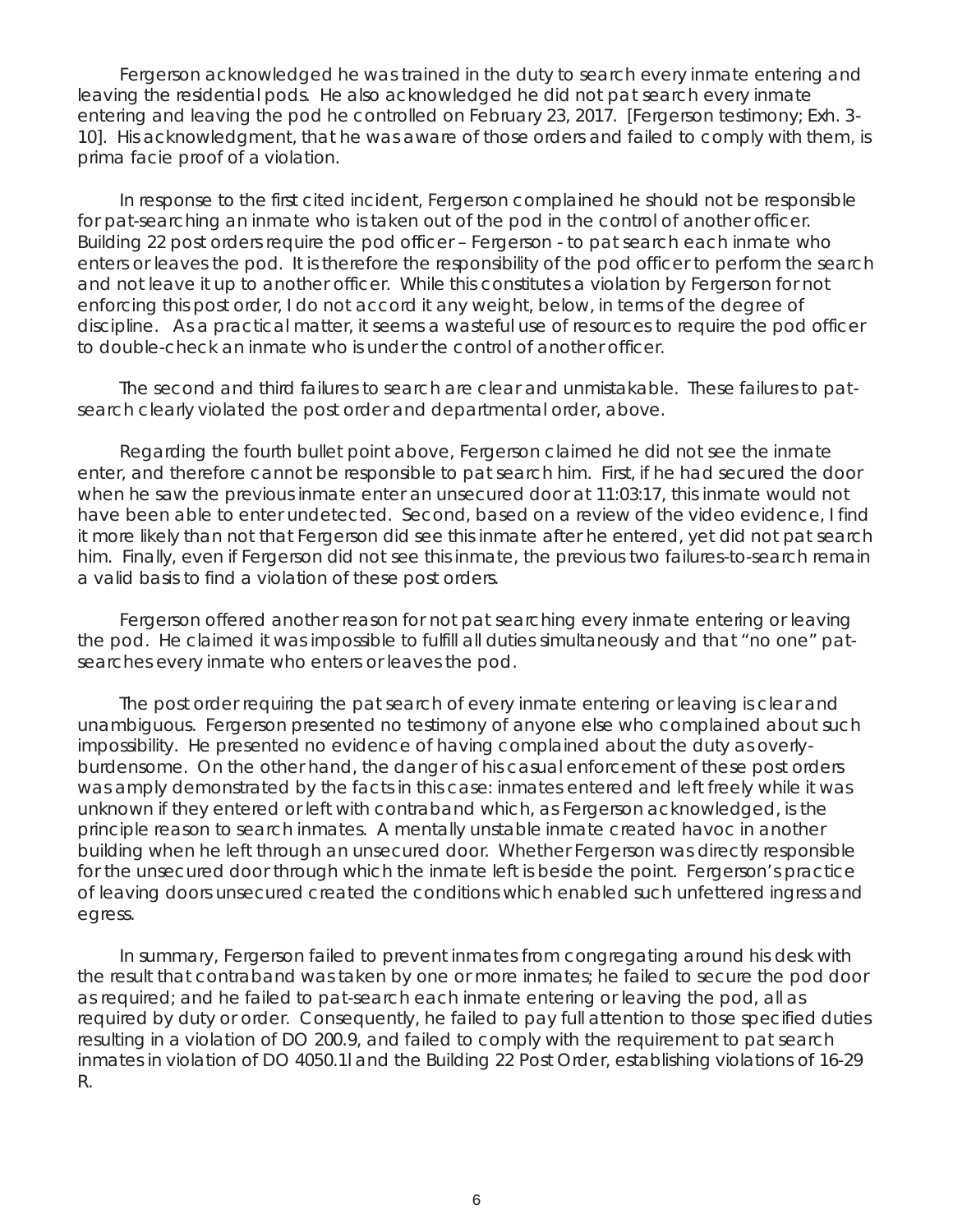Fergerson acknowledged he was trained in the duty to search every inmate entering and leaving the residential pods. He also acknowledged he did not pat search every inmate entering and leaving the pod he controlled on February 23, 2017. [Fergerson testimony; Exh. 3-10]. His acknowledgment, that he was aware of those orders and failed to comply with them, is prima facie proof of a violation.

In response to the first cited incident, Fergerson complained he should not be responsible for pat-searching an inmate who is taken out of the pod in the control of another officer. Building 22 post orders require the pod officer – Fergerson - to pat search each inmate who enters or leaves the pod. It is therefore the responsibility of the pod officer to perform the search and not leave it up to another officer. While this constitutes a violation by Fergerson for not enforcing this post order, I do not accord it any weight, below, in terms of the degree of discipline. As a practical matter, it seems a wasteful use of resources to require the pod officer to double-check an inmate who is under the control of another officer.

The second and third failures to search are clear and unmistakable. These failures to pat-search clearly violated the post order and departmental order, above.

Regarding the fourth bullet point above, Fergerson claimed he did not see the inmate enter, and therefore cannot be responsible to pat search him. First, if he had secured the door when he saw the previous inmate enter an unsecured door at 11:03:17, this inmate would not have been able to enter undetected. Second, based on a review of the video evidence, I find it more likely than not that Fergerson did see this inmate after he entered, yet did not pat search him. Finally, even if Fergerson did not see this inmate, the previous two failures-to-search remain a valid basis to find a violation of these post orders.

Fergerson offered another reason for not pat searching every inmate entering or leaving the pod. He claimed it was impossible to fulfill all duties simultaneously and that "no one" pat-searches every inmate who enters or leaves the pod.

The post order requiring the pat search of every inmate entering or leaving is clear and unambiguous. Fergerson presented no testimony of anyone else who complained about such impossibility. He presented no evidence of having complained about the duty as overly-burdensome. On the other hand, the danger of his casual enforcement of these post orders was amply demonstrated by the facts in this case: inmates entered and left freely while it was unknown if they entered or left with contraband which, as Fergerson acknowledged, is the principle reason to search inmates. A mentally unstable inmate created havoc in another building when he left through an unsecured door. Whether Fergerson was directly responsible for the unsecured door through which the inmate left is beside the point. Fergerson's practice of leaving doors unsecured created the conditions which enabled such unfettered ingress and egress.

In summary, Fergerson failed to prevent inmates from congregating around his desk with the result that contraband was taken by one or more inmates; he failed to secure the pod door as required; and he failed to pat-search each inmate entering or leaving the pod, all as required by duty or order. Consequently, he failed to pay full attention to those specified duties resulting in a violation of DO 200.9, and failed to comply with the requirement to pat search inmates in violation of DO 4050.1l and the Building 22 Post Order, establishing violations of 16-29 R.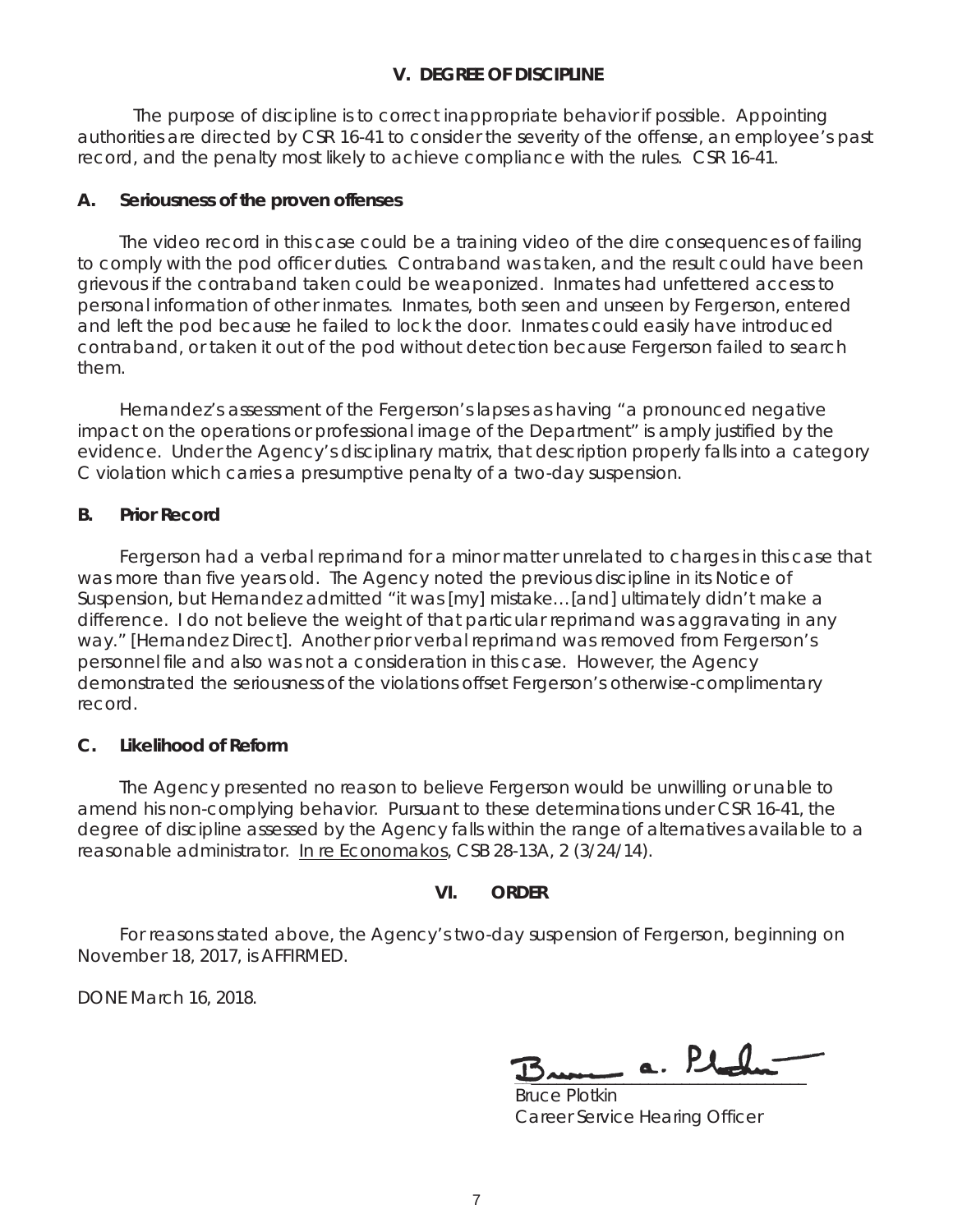## V. DEGREE OF DISCIPLINE

The purpose of discipline is to correct inappropriate behavior if possible. Appointing authorities are directed by CSR 16-41 to consider the severity of the offense, an employee's past record, and the penalty most likely to achieve compliance with the rules. CSR 16-41.

### A. Seriousness of the proven offenses

The video record in this case could be a training video of the dire consequences of failing to comply with the pod officer duties. Contraband was taken, and the result could have been grievous if the contraband taken could be weaponized. Inmates had unfettered access to personal information of other inmates. Inmates, both seen and unseen by Fergerson, entered and left the pod because he failed to lock the door. Inmates could easily have introduced contraband, or taken it out of the pod without detection because Fergerson failed to search them.

Hernandez's assessment of the Fergerson's lapses as having "a pronounced negative impact on the operations or professional image of the Department" is amply justified by the evidence. Under the Agency's disciplinary matrix, that description properly falls into a category C violation which carries a presumptive penalty of a two-day suspension.

### B. Prior Record

Fergerson had a verbal reprimand for a minor matter unrelated to charges in this case that was more than five years old. The Agency noted the previous discipline in its Notice of Suspension, but Hernandez admitted "it was [my] mistake…[and] ultimately didn't make a difference. I do not believe the weight of that particular reprimand was aggravating in any way." [Hernandez Direct]. Another prior verbal reprimand was removed from Fergerson's personnel file and also was not a consideration in this case. However, the Agency demonstrated the seriousness of the violations offset Fergerson's otherwise-complimentary record.

### C. Likelihood of Reform

The Agency presented no reason to believe Fergerson would be unwilling or unable to amend his non-complying behavior. Pursuant to these determinations under CSR 16-41, the degree of discipline assessed by the Agency falls within the range of alternatives available to a reasonable administrator. In re Economakos, CSB 28-13A, 2 (3/24/14).

## VI. ORDER

For reasons stated above, the Agency's two-day suspension of Fergerson, beginning on November 18, 2017, is AFFIRMED.

DONE March 16, 2018.

Bruce Plotkin
Career Service Hearing Officer